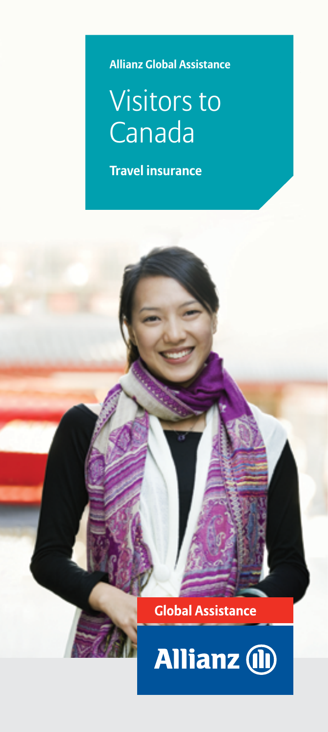**Allianz Global Assistance**

# Visitors to Canada

**Travel insurance**

**Global Assistance**

**Allianz**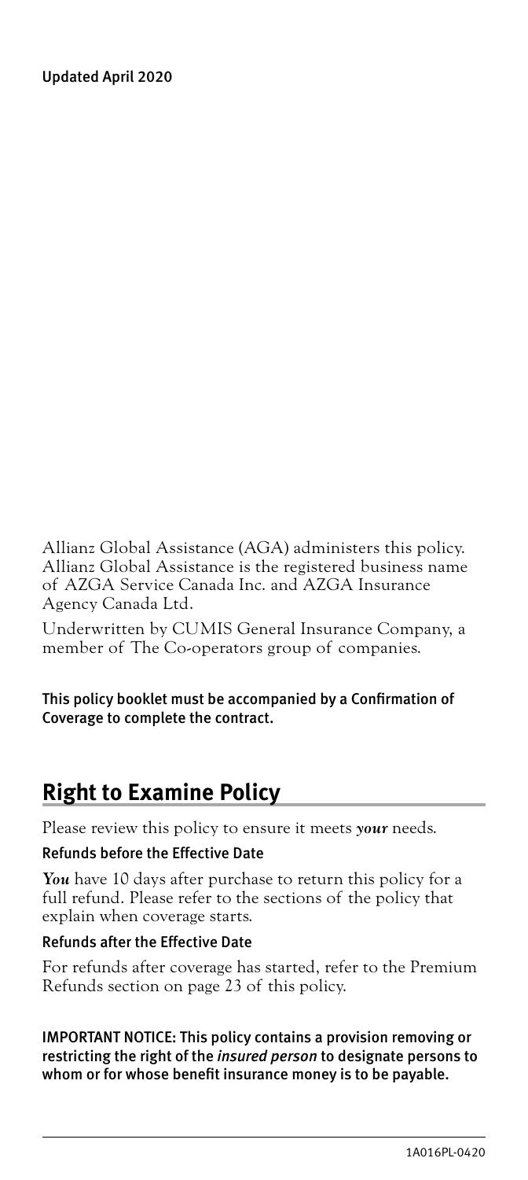Updated April 2020

Allianz Global Assistance (AGA) administers this policy. Allianz Global Assistance is the registered business name of AZGA Service Canada Inc. and AZGA Insurance Agency Canada Ltd.

Underwritten by CUMIS General Insurance Company, a member of The Co-operators group of companies.

**This policy booklet must be accompanied by a Confirmation of Coverage to complete the contract.**

## Right to Examine Policy

Please review this policy to ensure it meets ***your*** needs.

**Refunds before the Effective Date**

***You*** have 10 days after purchase to return this policy for a full refund. Please refer to the sections of the policy that explain when coverage starts.

**Refunds after the Effective Date**

For refunds after coverage has started, refer to the Premium Refunds section on page 23 of this policy.

**IMPORTANT NOTICE: This policy contains a provision removing or restricting the right of the *insured person* to designate persons to whom or for whose benefit insurance money is to be payable.**

1A016PL-0420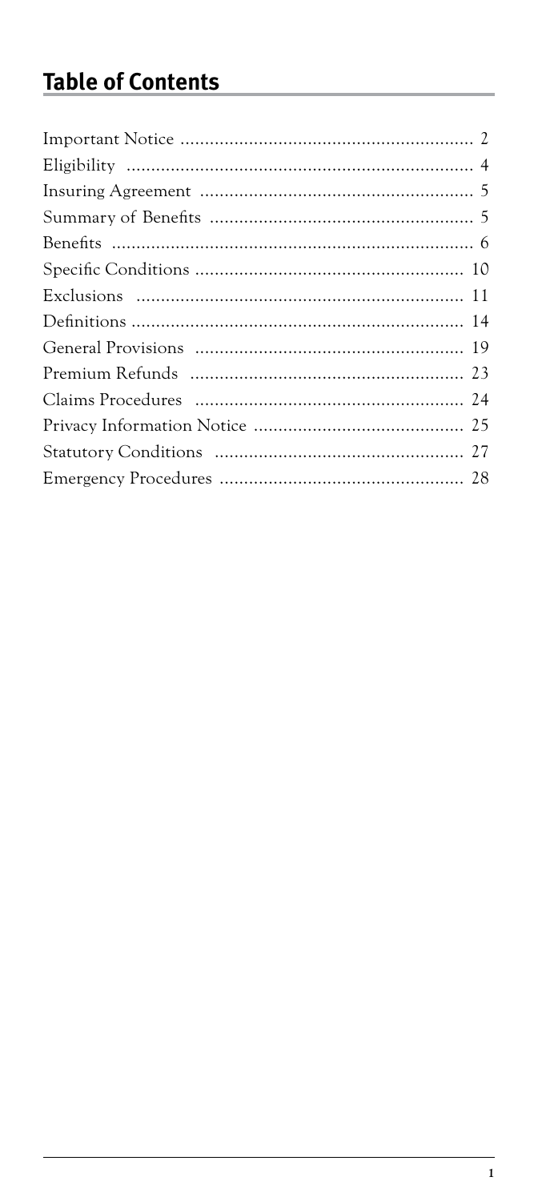## Table of Contents

| | |
|---|---|
| Important Notice | 2 |
| Eligibility | 4 |
| Insuring Agreement | 5 |
| Summary of Benefits | 5 |
| Benefits | 6 |
| Specific Conditions | 10 |
| Exclusions | 11 |
| Definitions | 14 |
| General Provisions | 19 |
| Premium Refunds | 23 |
| Claims Procedures | 24 |
| Privacy Information Notice | 25 |
| Statutory Conditions | 27 |
| Emergency Procedures | 28 |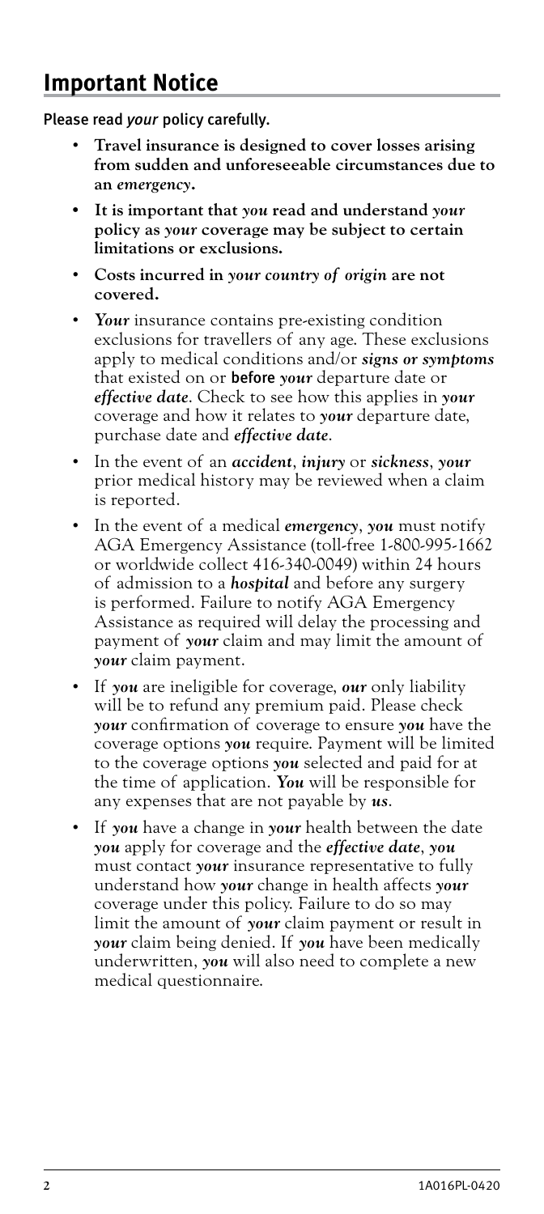## Important Notice

**Please read *your* policy carefully.**

- **Travel insurance is designed to cover losses arising from sudden and unforeseeable circumstances due to an *emergency*.**
- **It is important that *you* read and understand *your* policy as *your* coverage may be subject to certain limitations or exclusions.**
- **Costs incurred in *your country of origin* are not covered.**
- ***Your*** insurance contains pre-existing condition exclusions for travellers of any age. These exclusions apply to medical conditions and/or ***signs or symptoms*** that existed on or **before** ***your*** departure date or ***effective date***. Check to see how this applies in ***your*** coverage and how it relates to ***your*** departure date, purchase date and ***effective date***.
- In the event of an ***accident***, ***injury*** or ***sickness***, ***your*** prior medical history may be reviewed when a claim is reported.
- In the event of a medical ***emergency***, ***you*** must notify AGA Emergency Assistance (toll-free 1-800-995-1662 or worldwide collect 416-340-0049) within 24 hours of admission to a ***hospital*** and before any surgery is performed. Failure to notify AGA Emergency Assistance as required will delay the processing and payment of ***your*** claim and may limit the amount of ***your*** claim payment.
- If ***you*** are ineligible for coverage, ***our*** only liability will be to refund any premium paid. Please check ***your*** confirmation of coverage to ensure ***you*** have the coverage options ***you*** require. Payment will be limited to the coverage options ***you*** selected and paid for at the time of application. ***You*** will be responsible for any expenses that are not payable by ***us***.
- If ***you*** have a change in ***your*** health between the date ***you*** apply for coverage and the ***effective date***, ***you*** must contact ***your*** insurance representative to fully understand how ***your*** change in health affects ***your*** coverage under this policy. Failure to do so may limit the amount of ***your*** claim payment or result in ***your*** claim being denied. If ***you*** have been medically underwritten, ***you*** will also need to complete a new medical questionnaire.

1A016PL-0420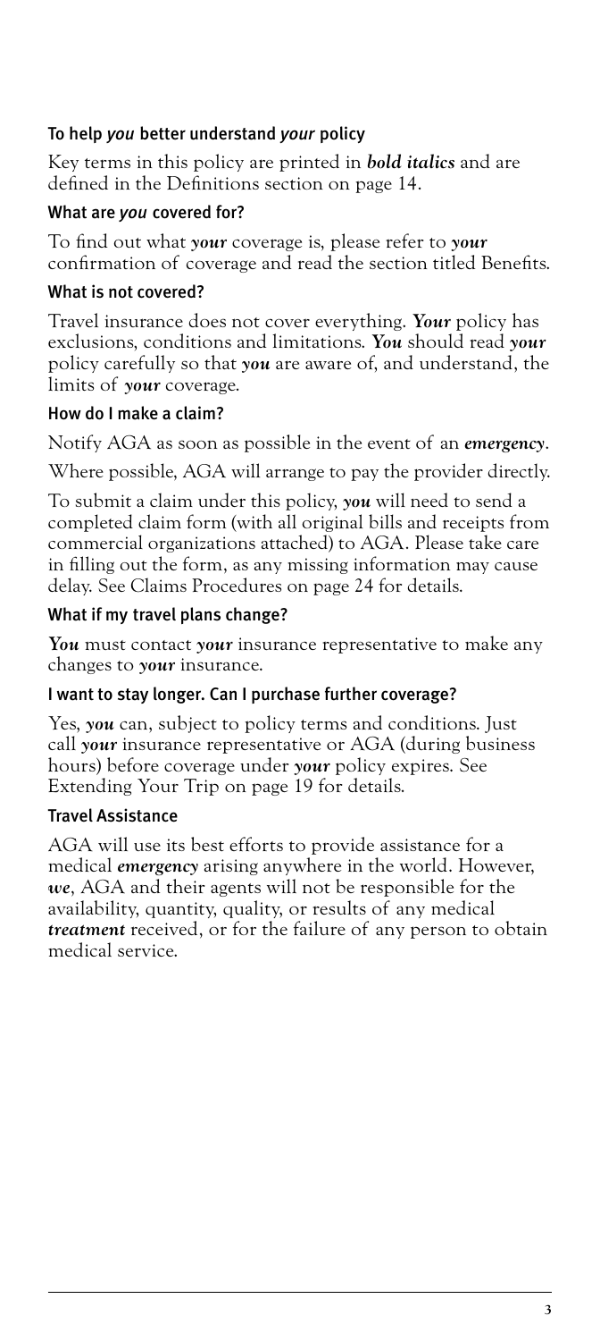### To help *you* better understand *your* policy

Key terms in this policy are printed in ***bold italics*** and are defined in the Definitions section on page 14.

### What are *you* covered for?

To find out what ***your*** coverage is, please refer to ***your*** confirmation of coverage and read the section titled Benefits.

### What is not covered?

Travel insurance does not cover everything. ***Your*** policy has exclusions, conditions and limitations. ***You*** should read ***your*** policy carefully so that ***you*** are aware of, and understand, the limits of ***your*** coverage.

### How do I make a claim?

Notify AGA as soon as possible in the event of an ***emergency***.

Where possible, AGA will arrange to pay the provider directly.

To submit a claim under this policy, ***you*** will need to send a completed claim form (with all original bills and receipts from commercial organizations attached) to AGA. Please take care in filling out the form, as any missing information may cause delay. See Claims Procedures on page 24 for details.

### What if my travel plans change?

***You*** must contact ***your*** insurance representative to make any changes to ***your*** insurance.

### I want to stay longer. Can I purchase further coverage?

Yes, ***you*** can, subject to policy terms and conditions. Just call ***your*** insurance representative or AGA (during business hours) before coverage under ***your*** policy expires. See Extending Your Trip on page 19 for details.

### Travel Assistance

AGA will use its best efforts to provide assistance for a medical ***emergency*** arising anywhere in the world. However, ***we***, AGA and their agents will not be responsible for the availability, quantity, quality, or results of any medical ***treatment*** received, or for the failure of any person to obtain medical service.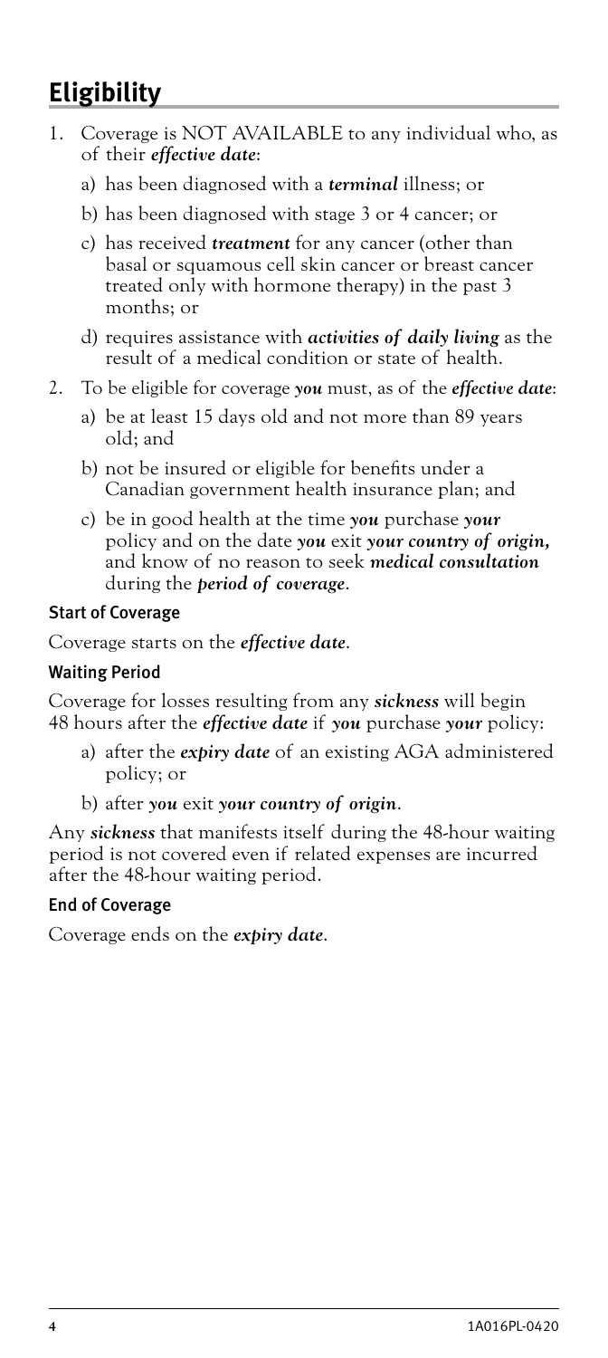# Eligibility

1. Coverage is NOT AVAILABLE to any individual who, as of their ***effective date***:
   a) has been diagnosed with a ***terminal*** illness; or
   b) has been diagnosed with stage 3 or 4 cancer; or
   c) has received ***treatment*** for any cancer (other than basal or squamous cell skin cancer or breast cancer treated only with hormone therapy) in the past 3 months; or
   d) requires assistance with ***activities of daily living*** as the result of a medical condition or state of health.
2. To be eligible for coverage ***you*** must, as of the ***effective date***:
   a) be at least 15 days old and not more than 89 years old; and
   b) not be insured or eligible for benefits under a Canadian government health insurance plan; and
   c) be in good health at the time ***you*** purchase ***your*** policy and on the date ***you*** exit ***your country of origin,*** and know of no reason to seek ***medical consultation*** during the ***period of coverage***.

### Start of Coverage

Coverage starts on the ***effective date***.

### Waiting Period

Coverage for losses resulting from any ***sickness*** will begin 48 hours after the ***effective date*** if ***you*** purchase ***your*** policy:

a) after the ***expiry date*** of an existing AGA administered policy; or

b) after ***you*** exit ***your country of origin***.

Any ***sickness*** that manifests itself during the 48-hour waiting period is not covered even if related expenses are incurred after the 48-hour waiting period.

### End of Coverage

Coverage ends on the ***expiry date***.

1A016PL-0420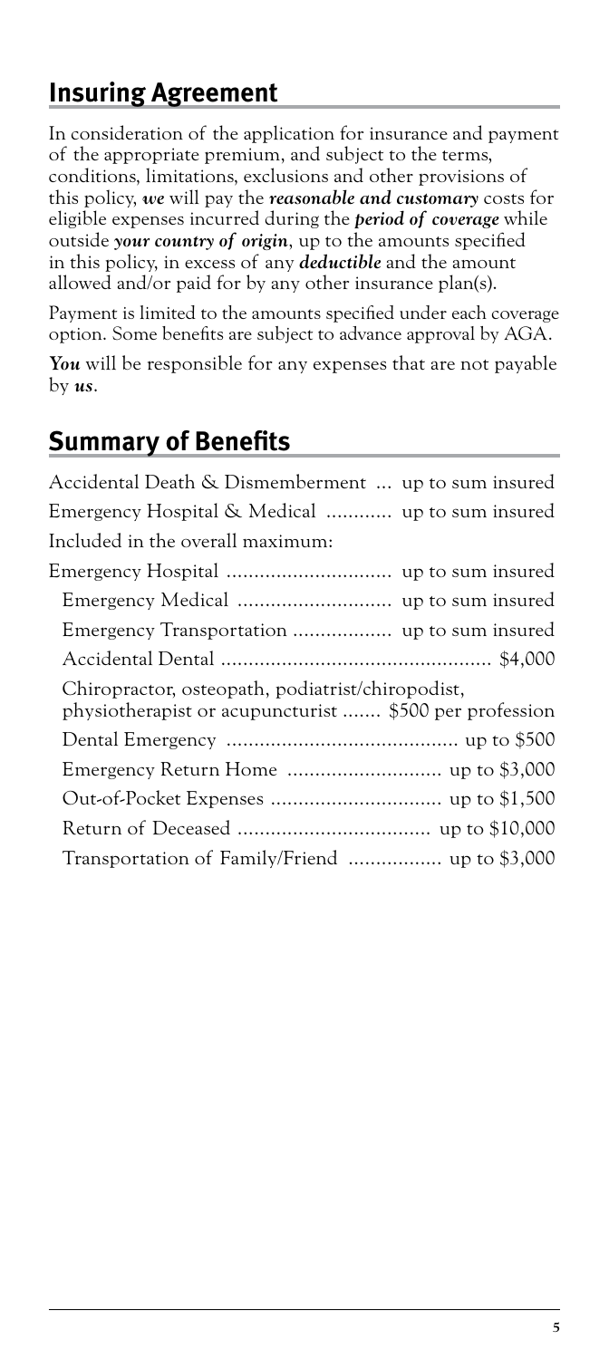## Insuring Agreement

In consideration of the application for insurance and payment of the appropriate premium, and subject to the terms, conditions, limitations, exclusions and other provisions of this policy, ***we*** will pay the ***reasonable and customary*** costs for eligible expenses incurred during the ***period of coverage*** while outside ***your country of origin***, up to the amounts specified in this policy, in excess of any ***deductible*** and the amount allowed and/or paid for by any other insurance plan(s).

Payment is limited to the amounts specified under each coverage option. Some benefits are subject to advance approval by AGA.

***You*** will be responsible for any expenses that are not payable by ***us***.

## Summary of Benefits

| Benefit | Amount |
|---|---|
| Accidental Death & Dismemberment | up to sum insured |
| Emergency Hospital & Medical | up to sum insured |
| Included in the overall maximum: | |
| Emergency Hospital | up to sum insured |
| Emergency Medical | up to sum insured |
| Emergency Transportation | up to sum insured |
| Accidental Dental | $4,000 |
| Chiropractor, osteopath, podiatrist/chiropodist, physiotherapist or acupuncturist | $500 per profession |
| Dental Emergency | up to $500 |
| Emergency Return Home | up to $3,000 |
| Out-of-Pocket Expenses | up to $1,500 |
| Return of Deceased | up to $10,000 |
| Transportation of Family/Friend | up to $3,000 |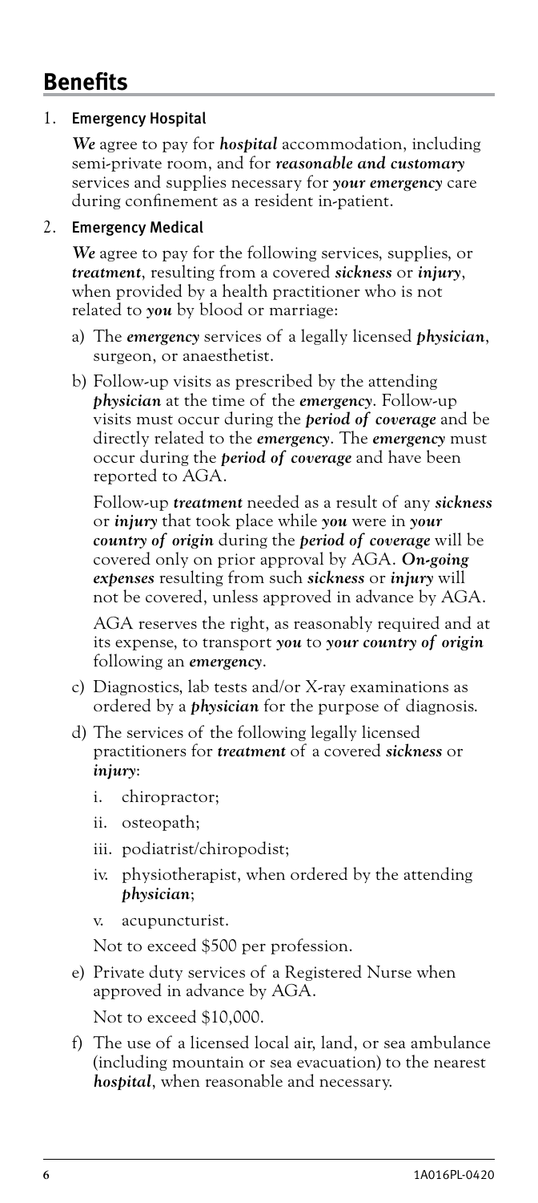## Benefits

1. **Emergency Hospital**

   ***We*** agree to pay for ***hospital*** accommodation, including semi-private room, and for ***reasonable and customary*** services and supplies necessary for ***your emergency*** care during confinement as a resident in-patient.

2. **Emergency Medical**

   ***We*** agree to pay for the following services, supplies, or ***treatment***, resulting from a covered ***sickness*** or ***injury***, when provided by a health practitioner who is not related to ***you*** by blood or marriage:

   a) The ***emergency*** services of a legally licensed ***physician***, surgeon, or anaesthetist.

   b) Follow-up visits as prescribed by the attending ***physician*** at the time of the ***emergency***. Follow-up visits must occur during the ***period of coverage*** and be directly related to the ***emergency***. The ***emergency*** must occur during the ***period of coverage*** and have been reported to AGA.

      Follow-up ***treatment*** needed as a result of any ***sickness*** or ***injury*** that took place while ***you*** were in ***your country of origin*** during the ***period of coverage*** will be covered only on prior approval by AGA. ***On-going expenses*** resulting from such ***sickness*** or ***injury*** will not be covered, unless approved in advance by AGA.

      AGA reserves the right, as reasonably required and at its expense, to transport ***you*** to ***your country of origin*** following an ***emergency***.

   c) Diagnostics, lab tests and/or X-ray examinations as ordered by a ***physician*** for the purpose of diagnosis.

   d) The services of the following legally licensed practitioners for ***treatment*** of a covered ***sickness*** or ***injury***:

      i. chiropractor;

      ii. osteopath;

      iii. podiatrist/chiropodist;

      iv. physiotherapist, when ordered by the attending ***physician***;

      v. acupuncturist.

      Not to exceed $500 per profession.

   e) Private duty services of a Registered Nurse when approved in advance by AGA.

      Not to exceed $10,000.

   f) The use of a licensed local air, land, or sea ambulance (including mountain or sea evacuation) to the nearest ***hospital***, when reasonable and necessary.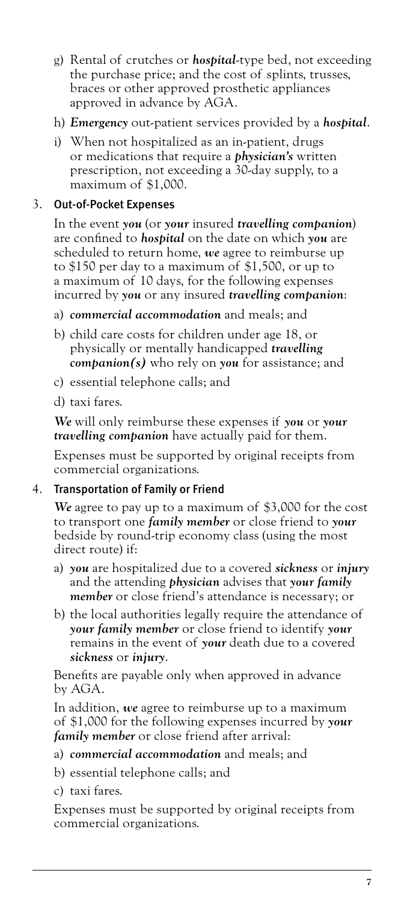g) Rental of crutches or ***hospital***-type bed, not exceeding the purchase price; and the cost of splints, trusses, braces or other approved prosthetic appliances approved in advance by AGA.

h) ***Emergency*** out-patient services provided by a ***hospital***.

i) When not hospitalized as an in-patient, drugs or medications that require a ***physician's*** written prescription, not exceeding a 30-day supply, to a maximum of $1,000.

3. **Out-of-Pocket Expenses**

   In the event ***you*** (or ***your*** insured ***travelling companion***) are confined to ***hospital*** on the date on which ***you*** are scheduled to return home, ***we*** agree to reimburse up to $150 per day to a maximum of $1,500, or up to a maximum of 10 days, for the following expenses incurred by ***you*** or any insured ***travelling companion***:

   a) ***commercial accommodation*** and meals; and

   b) child care costs for children under age 18, or physically or mentally handicapped ***travelling companion(s)*** who rely on ***you*** for assistance; and

   c) essential telephone calls; and

   d) taxi fares.

   ***We*** will only reimburse these expenses if ***you*** or ***your travelling companion*** have actually paid for them.

   Expenses must be supported by original receipts from commercial organizations.

4. **Transportation of Family or Friend**

   ***We*** agree to pay up to a maximum of $3,000 for the cost to transport one ***family member*** or close friend to ***your*** bedside by round-trip economy class (using the most direct route) if:

   a) ***you*** are hospitalized due to a covered ***sickness*** or ***injury*** and the attending ***physician*** advises that ***your family member*** or close friend's attendance is necessary; or

   b) the local authorities legally require the attendance of ***your family member*** or close friend to identify ***your*** remains in the event of ***your*** death due to a covered ***sickness*** or ***injury***.

   Benefits are payable only when approved in advance by AGA.

   In addition, ***we*** agree to reimburse up to a maximum of $1,000 for the following expenses incurred by ***your family member*** or close friend after arrival:

   a) ***commercial accommodation*** and meals; and

   b) essential telephone calls; and

   c) taxi fares.

   Expenses must be supported by original receipts from commercial organizations.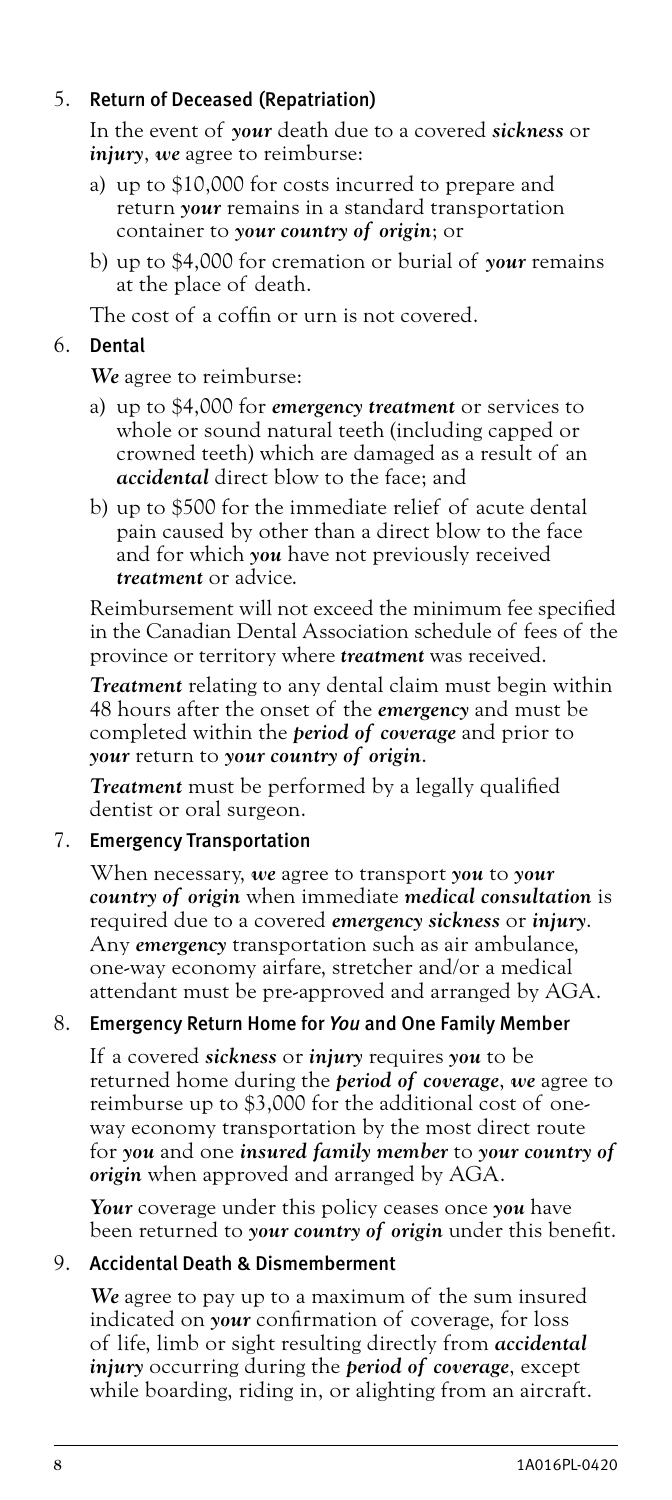5. **Return of Deceased (Repatriation)**

   In the event of ***your*** death due to a covered ***sickness*** or ***injury***, ***we*** agree to reimburse:

   a) up to $10,000 for costs incurred to prepare and return ***your*** remains in a standard transportation container to ***your country of origin***; or

   b) up to $4,000 for cremation or burial of ***your*** remains at the place of death.

   The cost of a coffin or urn is not covered.

6. **Dental**

   ***We*** agree to reimburse:

   a) up to $4,000 for ***emergency treatment*** or services to whole or sound natural teeth (including capped or crowned teeth) which are damaged as a result of an ***accidental*** direct blow to the face; and

   b) up to $500 for the immediate relief of acute dental pain caused by other than a direct blow to the face and for which ***you*** have not previously received ***treatment*** or advice.

   Reimbursement will not exceed the minimum fee specified in the Canadian Dental Association schedule of fees of the province or territory where ***treatment*** was received.

   ***Treatment*** relating to any dental claim must begin within 48 hours after the onset of the ***emergency*** and must be completed within the ***period of coverage*** and prior to ***your*** return to ***your country of origin***.

   ***Treatment*** must be performed by a legally qualified dentist or oral surgeon.

7. **Emergency Transportation**

   When necessary, ***we*** agree to transport ***you*** to ***your country of origin*** when immediate ***medical consultation*** is required due to a covered ***emergency sickness*** or ***injury***. Any ***emergency*** transportation such as air ambulance, one-way economy airfare, stretcher and/or a medical attendant must be pre-approved and arranged by AGA.

8. **Emergency Return Home for *You* and One Family Member**

   If a covered ***sickness*** or ***injury*** requires ***you*** to be returned home during the ***period of coverage***, ***we*** agree to reimburse up to $3,000 for the additional cost of one-way economy transportation by the most direct route for ***you*** and one ***insured family member*** to ***your country of origin*** when approved and arranged by AGA.

   ***Your*** coverage under this policy ceases once ***you*** have been returned to ***your country of origin*** under this benefit.

9. **Accidental Death & Dismemberment**

   ***We*** agree to pay up to a maximum of the sum insured indicated on ***your*** confirmation of coverage, for loss of life, limb or sight resulting directly from ***accidental injury*** occurring during the ***period of coverage***, except while boarding, riding in, or alighting from an aircraft.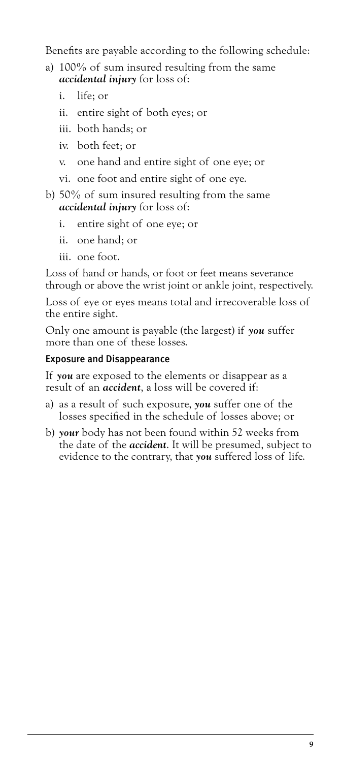Benefits are payable according to the following schedule:

a) 100% of sum insured resulting from the same ***accidental injury*** for loss of:

   i. life; or

   ii. entire sight of both eyes; or

   iii. both hands; or

   iv. both feet; or

   v. one hand and entire sight of one eye; or

   vi. one foot and entire sight of one eye.

b) 50% of sum insured resulting from the same ***accidental injury*** for loss of:

   i. entire sight of one eye; or

   ii. one hand; or

   iii. one foot.

Loss of hand or hands, or foot or feet means severance through or above the wrist joint or ankle joint, respectively.

Loss of eye or eyes means total and irrecoverable loss of the entire sight.

Only one amount is payable (the largest) if ***you*** suffer more than one of these losses.

### Exposure and Disappearance

If ***you*** are exposed to the elements or disappear as a result of an ***accident***, a loss will be covered if:

a) as a result of such exposure, ***you*** suffer one of the losses specified in the schedule of losses above; or

b) ***your*** body has not been found within 52 weeks from the date of the ***accident***. It will be presumed, subject to evidence to the contrary, that ***you*** suffered loss of life.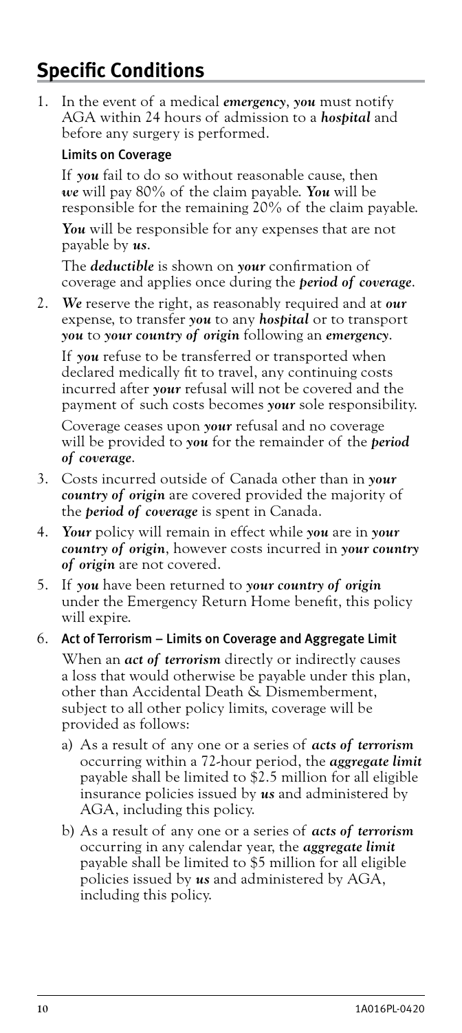## Specific Conditions

1. In the event of a medical ***emergency***, ***you*** must notify AGA within 24 hours of admission to a ***hospital*** and before any surgery is performed.

   **Limits on Coverage**

   If ***you*** fail to do so without reasonable cause, then ***we*** will pay 80% of the claim payable. ***You*** will be responsible for the remaining 20% of the claim payable.

   ***You*** will be responsible for any expenses that are not payable by ***us***.

   The ***deductible*** is shown on ***your*** confirmation of coverage and applies once during the ***period of coverage***.

2. ***We*** reserve the right, as reasonably required and at ***our*** expense, to transfer ***you*** to any ***hospital*** or to transport ***you*** to ***your country of origin*** following an ***emergency***.

   If ***you*** refuse to be transferred or transported when declared medically fit to travel, any continuing costs incurred after ***your*** refusal will not be covered and the payment of such costs becomes ***your*** sole responsibility.

   Coverage ceases upon ***your*** refusal and no coverage will be provided to ***you*** for the remainder of the ***period of coverage***.

3. Costs incurred outside of Canada other than in ***your country of origin*** are covered provided the majority of the ***period of coverage*** is spent in Canada.

4. ***Your*** policy will remain in effect while ***you*** are in ***your country of origin***, however costs incurred in ***your country of origin*** are not covered.

5. If ***you*** have been returned to ***your country of origin*** under the Emergency Return Home benefit, this policy will expire.

6. **Act of Terrorism – Limits on Coverage and Aggregate Limit**

   When an ***act of terrorism*** directly or indirectly causes a loss that would otherwise be payable under this plan, other than Accidental Death & Dismemberment, subject to all other policy limits, coverage will be provided as follows:

   a) As a result of any one or a series of ***acts of terrorism*** occurring within a 72-hour period, the ***aggregate limit*** payable shall be limited to $2.5 million for all eligible insurance policies issued by ***us*** and administered by AGA, including this policy.

   b) As a result of any one or a series of ***acts of terrorism*** occurring in any calendar year, the ***aggregate limit*** payable shall be limited to $5 million for all eligible policies issued by ***us*** and administered by AGA, including this policy.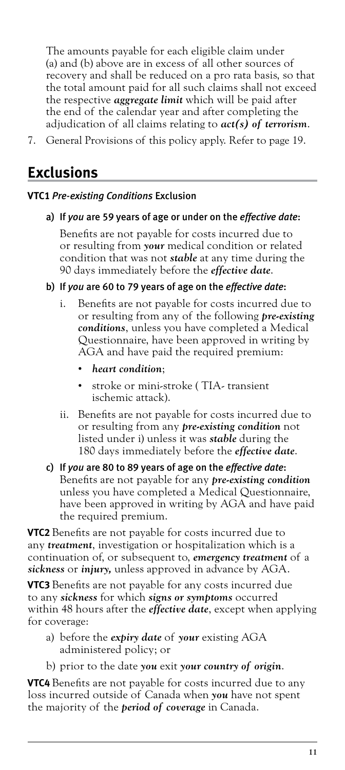The amounts payable for each eligible claim under (a) and (b) above are in excess of all other sources of recovery and shall be reduced on a pro rata basis, so that the total amount paid for all such claims shall not exceed the respective ***aggregate limit*** which will be paid after the end of the calendar year and after completing the adjudication of all claims relating to ***act(s) of terrorism***.

7. General Provisions of this policy apply. Refer to page 19.

## Exclusions

**VTC1 *Pre-existing Conditions* Exclusion**

a) **If *you* are 59 years of age or under on the *effective date*:**

   Benefits are not payable for costs incurred due to or resulting from ***your*** medical condition or related condition that was not ***stable*** at any time during the 90 days immediately before the ***effective date***.

b) **If *you* are 60 to 79 years of age on the *effective date*:**

   i. Benefits are not payable for costs incurred due to or resulting from any of the following ***pre-existing conditions***, unless you have completed a Medical Questionnaire, have been approved in writing by AGA and have paid the required premium:

      - ***heart condition***;
      - stroke or mini-stroke ( TIA- transient ischemic attack).

   ii. Benefits are not payable for costs incurred due to or resulting from any ***pre-existing condition*** not listed under i) unless it was ***stable*** during the 180 days immediately before the ***effective date***.

c) **If *you* are 80 to 89 years of age on the *effective date*:** Benefits are not payable for any ***pre-existing condition*** unless you have completed a Medical Questionnaire, have been approved in writing by AGA and have paid the required premium.

**VTC2** Benefits are not payable for costs incurred due to any ***treatment***, investigation or hospitalization which is a continuation of, or subsequent to, ***emergency treatment*** of a ***sickness*** or ***injury,*** unless approved in advance by AGA.

**VTC3** Benefits are not payable for any costs incurred due to any ***sickness*** for which ***signs or symptoms*** occurred within 48 hours after the ***effective date***, except when applying for coverage:

a) before the ***expiry date*** of ***your*** existing AGA administered policy; or

b) prior to the date ***you*** exit ***your country of origin***.

**VTC4** Benefits are not payable for costs incurred due to any loss incurred outside of Canada when ***you*** have not spent the majority of the ***period of coverage*** in Canada.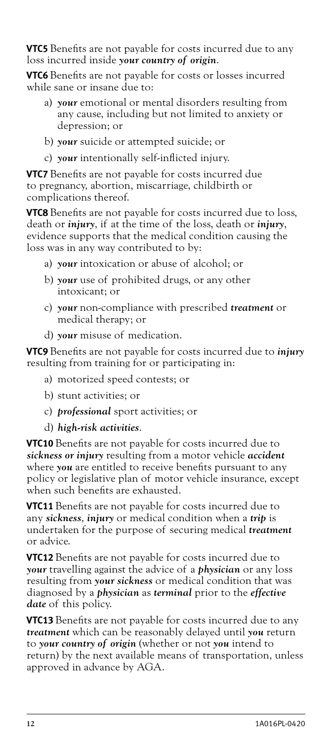**VTC5** Benefits are not payable for costs incurred due to any loss incurred inside ***your country of origin***.

**VTC6** Benefits are not payable for costs or losses incurred while sane or insane due to:

a) ***your*** emotional or mental disorders resulting from any cause, including but not limited to anxiety or depression; or

b) ***your*** suicide or attempted suicide; or

c) ***your*** intentionally self-inflicted injury.

**VTC7** Benefits are not payable for costs incurred due to pregnancy, abortion, miscarriage, childbirth or complications thereof.

**VTC8** Benefits are not payable for costs incurred due to loss, death or ***injury***, if at the time of the loss, death or ***injury***, evidence supports that the medical condition causing the loss was in any way contributed to by:

a) ***your*** intoxication or abuse of alcohol; or

b) ***your*** use of prohibited drugs, or any other intoxicant; or

c) ***your*** non-compliance with prescribed ***treatment*** or medical therapy; or

d) ***your*** misuse of medication.

**VTC9** Benefits are not payable for costs incurred due to ***injury*** resulting from training for or participating in:

a) motorized speed contests; or

b) stunt activities; or

c) ***professional*** sport activities; or

d) ***high-risk activities***.

**VTC10** Benefits are not payable for costs incurred due to ***sickness or injury*** resulting from a motor vehicle ***accident*** where ***you*** are entitled to receive benefits pursuant to any policy or legislative plan of motor vehicle insurance, except when such benefits are exhausted.

**VTC11** Benefits are not payable for costs incurred due to any ***sickness***, ***injury*** or medical condition when a ***trip*** is undertaken for the purpose of securing medical ***treatment*** or advice.

**VTC12** Benefits are not payable for costs incurred due to ***your*** travelling against the advice of a ***physician*** or any loss resulting from ***your sickness*** or medical condition that was diagnosed by a ***physician*** as ***terminal*** prior to the ***effective date*** of this policy.

**VTC13** Benefits are not payable for costs incurred due to any ***treatment*** which can be reasonably delayed until ***you*** return to ***your country of origin*** (whether or not ***you*** intend to return) by the next available means of transportation, unless approved in advance by AGA.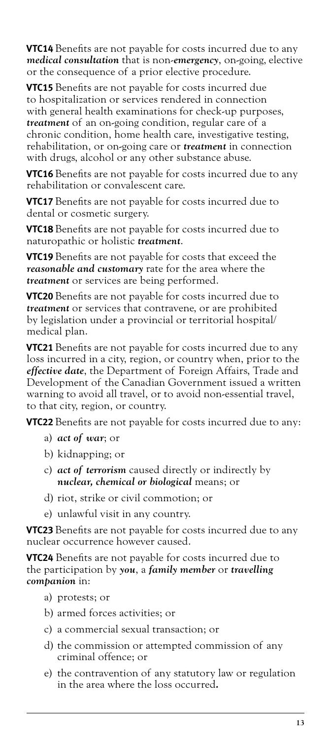**VTC14** Benefits are not payable for costs incurred due to any ***medical consultation*** that is non-***emergency***, on-going, elective or the consequence of a prior elective procedure.

**VTC15** Benefits are not payable for costs incurred due to hospitalization or services rendered in connection with general health examinations for check-up purposes, ***treatment*** of an on-going condition, regular care of a chronic condition, home health care, investigative testing, rehabilitation, or on-going care or ***treatment*** in connection with drugs, alcohol or any other substance abuse.

**VTC16** Benefits are not payable for costs incurred due to any rehabilitation or convalescent care.

**VTC17** Benefits are not payable for costs incurred due to dental or cosmetic surgery.

**VTC18** Benefits are not payable for costs incurred due to naturopathic or holistic ***treatment***.

**VTC19** Benefits are not payable for costs that exceed the ***reasonable and customary*** rate for the area where the ***treatment*** or services are being performed.

**VTC20** Benefits are not payable for costs incurred due to ***treatment*** or services that contravene, or are prohibited by legislation under a provincial or territorial hospital/medical plan.

**VTC21** Benefits are not payable for costs incurred due to any loss incurred in a city, region, or country when, prior to the ***effective date***, the Department of Foreign Affairs, Trade and Development of the Canadian Government issued a written warning to avoid all travel, or to avoid non-essential travel, to that city, region, or country.

**VTC22** Benefits are not payable for costs incurred due to any:

a) ***act of war***; or

b) kidnapping; or

c) ***act of terrorism*** caused directly or indirectly by ***nuclear, chemical or biological*** means; or

d) riot, strike or civil commotion; or

e) unlawful visit in any country.

**VTC23** Benefits are not payable for costs incurred due to any nuclear occurrence however caused.

**VTC24** Benefits are not payable for costs incurred due to the participation by ***you***, a ***family member*** or ***travelling companion*** in:

a) protests; or

b) armed forces activities; or

c) a commercial sexual transaction; or

d) the commission or attempted commission of any criminal offence; or

e) the contravention of any statutory law or regulation in the area where the loss occurred**.**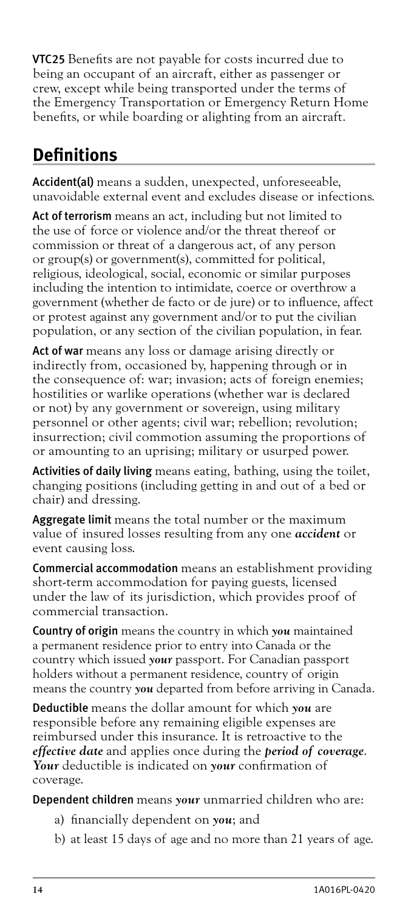**VTC25** Benefits are not payable for costs incurred due to being an occupant of an aircraft, either as passenger or crew, except while being transported under the terms of the Emergency Transportation or Emergency Return Home benefits, or while boarding or alighting from an aircraft.

## Definitions

**Accident(al)** means a sudden, unexpected, unforeseeable, unavoidable external event and excludes disease or infections.

**Act of terrorism** means an act, including but not limited to the use of force or violence and/or the threat thereof or commission or threat of a dangerous act, of any person or group(s) or government(s), committed for political, religious, ideological, social, economic or similar purposes including the intention to intimidate, coerce or overthrow a government (whether de facto or de jure) or to influence, affect or protest against any government and/or to put the civilian population, or any section of the civilian population, in fear.

**Act of war** means any loss or damage arising directly or indirectly from, occasioned by, happening through or in the consequence of: war; invasion; acts of foreign enemies; hostilities or warlike operations (whether war is declared or not) by any government or sovereign, using military personnel or other agents; civil war; rebellion; revolution; insurrection; civil commotion assuming the proportions of or amounting to an uprising; military or usurped power.

**Activities of daily living** means eating, bathing, using the toilet, changing positions (including getting in and out of a bed or chair) and dressing.

**Aggregate limit** means the total number or the maximum value of insured losses resulting from any one ***accident*** or event causing loss.

**Commercial accommodation** means an establishment providing short-term accommodation for paying guests, licensed under the law of its jurisdiction, which provides proof of commercial transaction.

**Country of origin** means the country in which ***you*** maintained a permanent residence prior to entry into Canada or the country which issued ***your*** passport. For Canadian passport holders without a permanent residence, country of origin means the country ***you*** departed from before arriving in Canada.

**Deductible** means the dollar amount for which ***you*** are responsible before any remaining eligible expenses are reimbursed under this insurance. It is retroactive to the ***effective date*** and applies once during the ***period of coverage***. ***Your*** deductible is indicated on ***your*** confirmation of coverage.

**Dependent children** means ***your*** unmarried children who are:

a) financially dependent on ***you***; and

b) at least 15 days of age and no more than 21 years of age.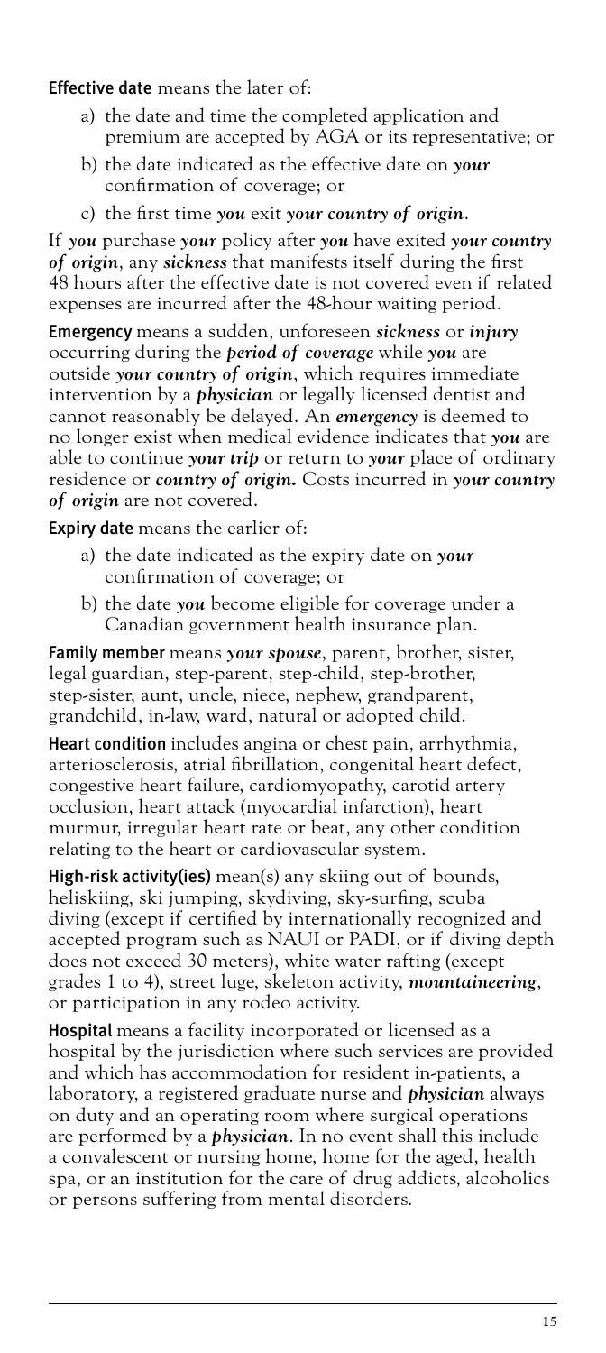**Effective date** means the later of:

a) the date and time the completed application and premium are accepted by AGA or its representative; or

b) the date indicated as the effective date on ***your*** confirmation of coverage; or

c) the first time ***you*** exit ***your country of origin***.

If ***you*** purchase ***your*** policy after ***you*** have exited ***your country of origin***, any ***sickness*** that manifests itself during the first 48 hours after the effective date is not covered even if related expenses are incurred after the 48-hour waiting period.

**Emergency** means a sudden, unforeseen ***sickness*** or ***injury*** occurring during the ***period of coverage*** while ***you*** are outside ***your country of origin***, which requires immediate intervention by a ***physician*** or legally licensed dentist and cannot reasonably be delayed. An ***emergency*** is deemed to no longer exist when medical evidence indicates that ***you*** are able to continue ***your trip*** or return to ***your*** place of ordinary residence or ***country of origin.*** Costs incurred in ***your country of origin*** are not covered.

**Expiry date** means the earlier of:

a) the date indicated as the expiry date on ***your*** confirmation of coverage; or

b) the date ***you*** become eligible for coverage under a Canadian government health insurance plan.

**Family member** means ***your spouse***, parent, brother, sister, legal guardian, step-parent, step-child, step-brother, step-sister, aunt, uncle, niece, nephew, grandparent, grandchild, in-law, ward, natural or adopted child.

**Heart condition** includes angina or chest pain, arrhythmia, arteriosclerosis, atrial fibrillation, congenital heart defect, congestive heart failure, cardiomyopathy, carotid artery occlusion, heart attack (myocardial infarction), heart murmur, irregular heart rate or beat, any other condition relating to the heart or cardiovascular system.

**High-risk activity(ies)** mean(s) any skiing out of bounds, heliskiing, ski jumping, skydiving, sky-surfing, scuba diving (except if certified by internationally recognized and accepted program such as NAUI or PADI, or if diving depth does not exceed 30 meters), white water rafting (except grades 1 to 4), street luge, skeleton activity, ***mountaineering***, or participation in any rodeo activity.

**Hospital** means a facility incorporated or licensed as a hospital by the jurisdiction where such services are provided and which has accommodation for resident in-patients, a laboratory, a registered graduate nurse and ***physician*** always on duty and an operating room where surgical operations are performed by a ***physician***. In no event shall this include a convalescent or nursing home, home for the aged, health spa, or an institution for the care of drug addicts, alcoholics or persons suffering from mental disorders.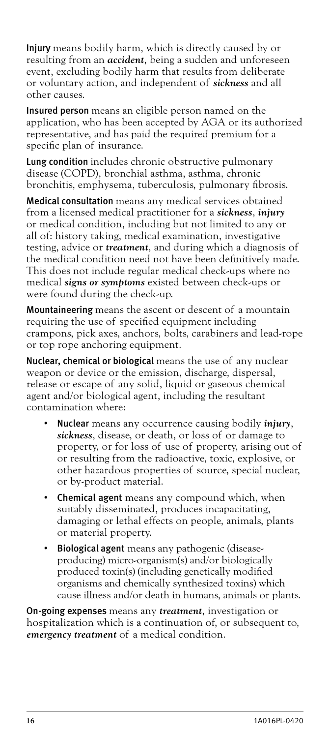**Injury** means bodily harm, which is directly caused by or resulting from an ***accident***, being a sudden and unforeseen event, excluding bodily harm that results from deliberate or voluntary action, and independent of ***sickness*** and all other causes.

**Insured person** means an eligible person named on the application, who has been accepted by AGA or its authorized representative, and has paid the required premium for a specific plan of insurance.

**Lung condition** includes chronic obstructive pulmonary disease (COPD), bronchial asthma, asthma, chronic bronchitis, emphysema, tuberculosis, pulmonary fibrosis.

**Medical consultation** means any medical services obtained from a licensed medical practitioner for a ***sickness***, ***injury*** or medical condition, including but not limited to any or all of: history taking, medical examination, investigative testing, advice or ***treatment***, and during which a diagnosis of the medical condition need not have been definitively made. This does not include regular medical check-ups where no medical ***signs or symptoms*** existed between check-ups or were found during the check-up.

**Mountaineering** means the ascent or descent of a mountain requiring the use of specified equipment including crampons, pick axes, anchors, bolts, carabiners and lead-rope or top rope anchoring equipment.

**Nuclear, chemical or biological** means the use of any nuclear weapon or device or the emission, discharge, dispersal, release or escape of any solid, liquid or gaseous chemical agent and/or biological agent, including the resultant contamination where:

- **Nuclear** means any occurrence causing bodily ***injury***, ***sickness***, disease, or death, or loss of or damage to property, or for loss of use of property, arising out of or resulting from the radioactive, toxic, explosive, or other hazardous properties of source, special nuclear, or by-product material.
- **Chemical agent** means any compound which, when suitably disseminated, produces incapacitating, damaging or lethal effects on people, animals, plants or material property.
- **Biological agent** means any pathogenic (disease-producing) micro-organism(s) and/or biologically produced toxin(s) (including genetically modified organisms and chemically synthesized toxins) which cause illness and/or death in humans, animals or plants.

**On-going expenses** means any ***treatment***, investigation or hospitalization which is a continuation of, or subsequent to, ***emergency treatment*** of a medical condition.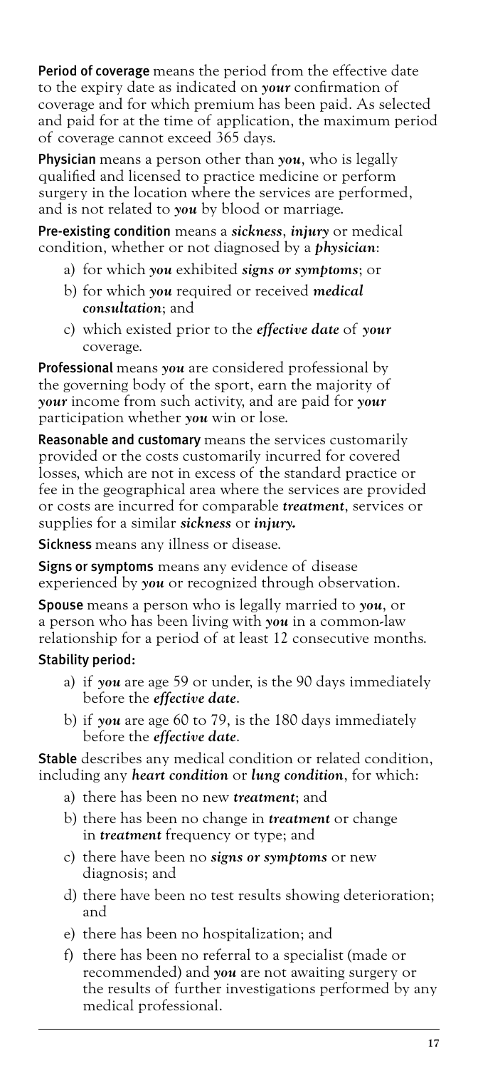**Period of coverage** means the period from the effective date to the expiry date as indicated on ***your*** confirmation of coverage and for which premium has been paid. As selected and paid for at the time of application, the maximum period of coverage cannot exceed 365 days.

**Physician** means a person other than ***you***, who is legally qualified and licensed to practice medicine or perform surgery in the location where the services are performed, and is not related to ***you*** by blood or marriage.

**Pre-existing condition** means a ***sickness***, ***injury*** or medical condition, whether or not diagnosed by a ***physician***:

a) for which ***you*** exhibited ***signs or symptoms***; or

b) for which ***you*** required or received ***medical consultation***; and

c) which existed prior to the ***effective date*** of ***your*** coverage.

**Professional** means ***you*** are considered professional by the governing body of the sport, earn the majority of ***your*** income from such activity, and are paid for ***your*** participation whether ***you*** win or lose.

**Reasonable and customary** means the services customarily provided or the costs customarily incurred for covered losses, which are not in excess of the standard practice or fee in the geographical area where the services are provided or costs are incurred for comparable ***treatment***, services or supplies for a similar ***sickness*** or ***injury.***

**Sickness** means any illness or disease.

**Signs or symptoms** means any evidence of disease experienced by ***you*** or recognized through observation.

**Spouse** means a person who is legally married to ***you***, or a person who has been living with ***you*** in a common-law relationship for a period of at least 12 consecutive months.

**Stability period:**

a) if ***you*** are age 59 or under, is the 90 days immediately before the ***effective date***.

b) if ***you*** are age 60 to 79, is the 180 days immediately before the ***effective date***.

**Stable** describes any medical condition or related condition, including any ***heart condition*** or ***lung condition***, for which:

a) there has been no new ***treatment***; and

b) there has been no change in ***treatment*** or change in ***treatment*** frequency or type; and

c) there have been no ***signs or symptoms*** or new diagnosis; and

d) there have been no test results showing deterioration; and

e) there has been no hospitalization; and

f) there has been no referral to a specialist (made or recommended) and ***you*** are not awaiting surgery or the results of further investigations performed by any medical professional.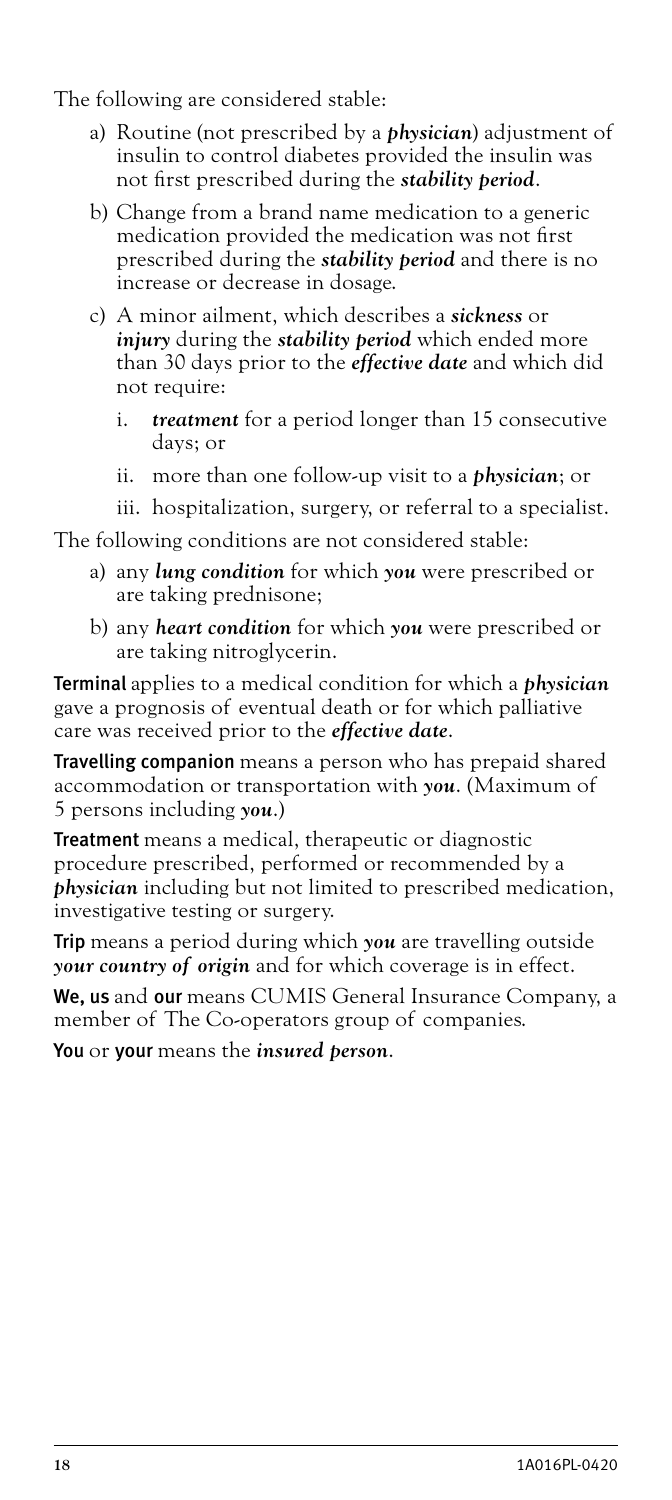The following are considered stable:

a) Routine (not prescribed by a ***physician***) adjustment of insulin to control diabetes provided the insulin was not first prescribed during the ***stability period***.

b) Change from a brand name medication to a generic medication provided the medication was not first prescribed during the ***stability period*** and there is no increase or decrease in dosage.

c) A minor ailment, which describes a ***sickness*** or ***injury*** during the ***stability period*** which ended more than 30 days prior to the ***effective date*** and which did not require:

   i. ***treatment*** for a period longer than 15 consecutive days; or

   ii. more than one follow-up visit to a ***physician***; or

   iii. hospitalization, surgery, or referral to a specialist.

The following conditions are not considered stable:

a) any ***lung condition*** for which ***you*** were prescribed or are taking prednisone;

b) any ***heart condition*** for which ***you*** were prescribed or are taking nitroglycerin.

**Terminal** applies to a medical condition for which a ***physician*** gave a prognosis of eventual death or for which palliative care was received prior to the ***effective date***.

**Travelling companion** means a person who has prepaid shared accommodation or transportation with ***you***. (Maximum of 5 persons including ***you***.)

**Treatment** means a medical, therapeutic or diagnostic procedure prescribed, performed or recommended by a ***physician*** including but not limited to prescribed medication, investigative testing or surgery.

**Trip** means a period during which ***you*** are travelling outside ***your country of origin*** and for which coverage is in effect.

**We, us** and **our** means CUMIS General Insurance Company, a member of The Co-operators group of companies.

**You** or **your** means the ***insured person***.

1A016PL-0420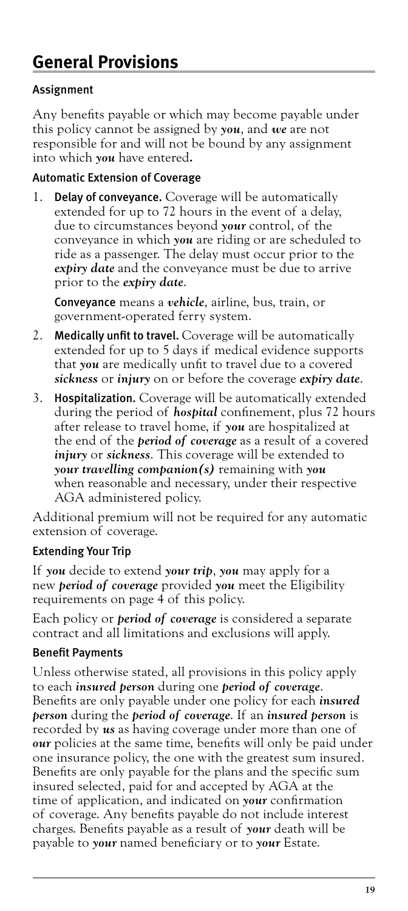## General Provisions

### Assignment

Any benefits payable or which may become payable under this policy cannot be assigned by ***you***, and ***we*** are not responsible for and will not be bound by any assignment into which ***you*** have entered**.**

### Automatic Extension of Coverage

1. **Delay of conveyance.** Coverage will be automatically extended for up to 72 hours in the event of a delay, due to circumstances beyond ***your*** control, of the conveyance in which ***you*** are riding or are scheduled to ride as a passenger. The delay must occur prior to the ***expiry date*** and the conveyance must be due to arrive prior to the ***expiry date***.

   **Conveyance** means a ***vehicle***, airline, bus, train, or government-operated ferry system.

2. **Medically unfit to travel.** Coverage will be automatically extended for up to 5 days if medical evidence supports that ***you*** are medically unfit to travel due to a covered ***sickness*** or ***injury*** on or before the coverage ***expiry date***.
3. **Hospitalization.** Coverage will be automatically extended during the period of ***hospital*** confinement, plus 72 hours after release to travel home, if ***you*** are hospitalized at the end of the ***period of coverage*** as a result of a covered ***injury*** or ***sickness***. This coverage will be extended to ***your travelling companion(s)*** remaining with ***you*** when reasonable and necessary, under their respective AGA administered policy.

Additional premium will not be required for any automatic extension of coverage.

### Extending Your Trip

If ***you*** decide to extend ***your trip***, ***you*** may apply for a new ***period of coverage*** provided ***you*** meet the Eligibility requirements on page 4 of this policy.

Each policy or ***period of coverage*** is considered a separate contract and all limitations and exclusions will apply.

### Benefit Payments

Unless otherwise stated, all provisions in this policy apply to each ***insured person*** during one ***period of coverage***. Benefits are only payable under one policy for each ***insured person*** during the ***period of coverage***. If an ***insured person*** is recorded by ***us*** as having coverage under more than one of ***our*** policies at the same time, benefits will only be paid under one insurance policy, the one with the greatest sum insured. Benefits are only payable for the plans and the specific sum insured selected, paid for and accepted by AGA at the time of application, and indicated on ***your*** confirmation of coverage. Any benefits payable do not include interest charges. Benefits payable as a result of ***your*** death will be payable to ***your*** named beneficiary or to ***your*** Estate.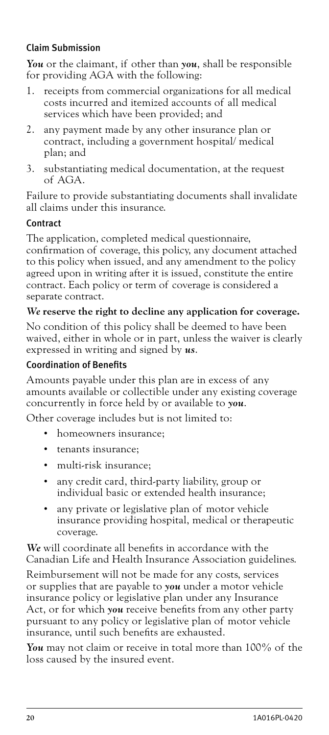### Claim Submission

***You*** or the claimant, if other than ***you***, shall be responsible for providing AGA with the following:

1. receipts from commercial organizations for all medical costs incurred and itemized accounts of all medical services which have been provided; and
2. any payment made by any other insurance plan or contract, including a government hospital/ medical plan; and
3. substantiating medical documentation, at the request of AGA.

Failure to provide substantiating documents shall invalidate all claims under this insurance.

### Contract

The application, completed medical questionnaire, confirmation of coverage, this policy, any document attached to this policy when issued, and any amendment to the policy agreed upon in writing after it is issued, constitute the entire contract. Each policy or term of coverage is considered a separate contract.

***We*** **reserve the right to decline any application for coverage.**

No condition of this policy shall be deemed to have been waived, either in whole or in part, unless the waiver is clearly expressed in writing and signed by ***us***.

### Coordination of Benefits

Amounts payable under this plan are in excess of any amounts available or collectible under any existing coverage concurrently in force held by or available to ***you***.

Other coverage includes but is not limited to:

- homeowners insurance;
- tenants insurance;
- multi-risk insurance;
- any credit card, third-party liability, group or individual basic or extended health insurance;
- any private or legislative plan of motor vehicle insurance providing hospital, medical or therapeutic coverage.

***We*** will coordinate all benefits in accordance with the Canadian Life and Health Insurance Association guidelines.

Reimbursement will not be made for any costs, services or supplies that are payable to ***you*** under a motor vehicle insurance policy or legislative plan under any Insurance Act, or for which ***you*** receive benefits from any other party pursuant to any policy or legislative plan of motor vehicle insurance, until such benefits are exhausted.

***You*** may not claim or receive in total more than 100% of the loss caused by the insured event.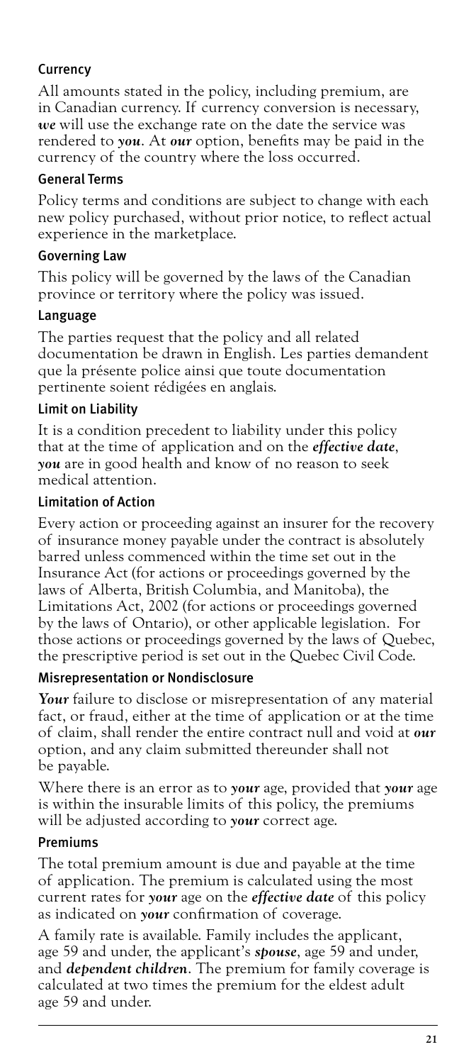### Currency

All amounts stated in the policy, including premium, are in Canadian currency. If currency conversion is necessary, ***we*** will use the exchange rate on the date the service was rendered to ***you***. At ***our*** option, benefits may be paid in the currency of the country where the loss occurred.

### General Terms

Policy terms and conditions are subject to change with each new policy purchased, without prior notice, to reflect actual experience in the marketplace.

### Governing Law

This policy will be governed by the laws of the Canadian province or territory where the policy was issued.

### Language

The parties request that the policy and all related documentation be drawn in English. Les parties demandent que la présente police ainsi que toute documentation pertinente soient rédigées en anglais.

### Limit on Liability

It is a condition precedent to liability under this policy that at the time of application and on the ***effective date***, ***you*** are in good health and know of no reason to seek medical attention.

### Limitation of Action

Every action or proceeding against an insurer for the recovery of insurance money payable under the contract is absolutely barred unless commenced within the time set out in the Insurance Act (for actions or proceedings governed by the laws of Alberta, British Columbia, and Manitoba), the Limitations Act, 2002 (for actions or proceedings governed by the laws of Ontario), or other applicable legislation. For those actions or proceedings governed by the laws of Quebec, the prescriptive period is set out in the Quebec Civil Code.

### Misrepresentation or Nondisclosure

***Your*** failure to disclose or misrepresentation of any material fact, or fraud, either at the time of application or at the time of claim, shall render the entire contract null and void at ***our*** option, and any claim submitted thereunder shall not be payable.

Where there is an error as to ***your*** age, provided that ***your*** age is within the insurable limits of this policy, the premiums will be adjusted according to ***your*** correct age.

### Premiums

The total premium amount is due and payable at the time of application. The premium is calculated using the most current rates for ***your*** age on the ***effective date*** of this policy as indicated on ***your*** confirmation of coverage.

A family rate is available. Family includes the applicant, age 59 and under, the applicant's ***spouse***, age 59 and under, and ***dependent children***. The premium for family coverage is calculated at two times the premium for the eldest adult age 59 and under.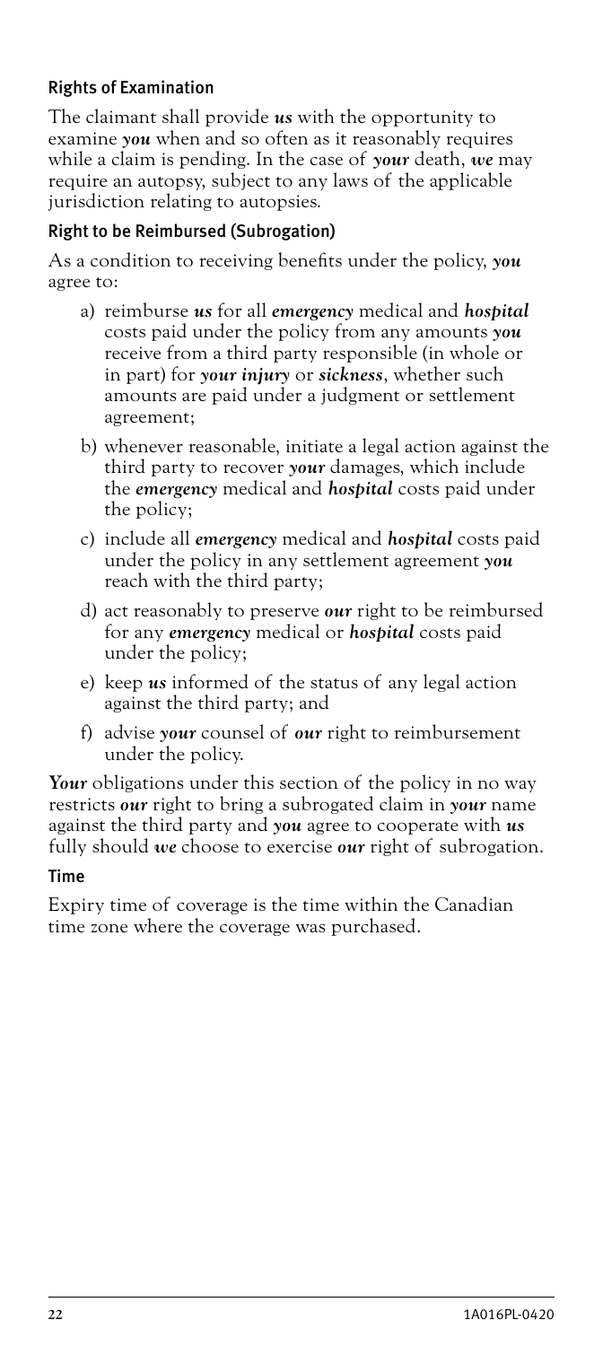### Rights of Examination

The claimant shall provide ***us*** with the opportunity to examine ***you*** when and so often as it reasonably requires while a claim is pending. In the case of ***your*** death, ***we*** may require an autopsy, subject to any laws of the applicable jurisdiction relating to autopsies.

### Right to be Reimbursed (Subrogation)

As a condition to receiving benefits under the policy, ***you*** agree to:

a) reimburse ***us*** for all ***emergency*** medical and ***hospital*** costs paid under the policy from any amounts ***you*** receive from a third party responsible (in whole or in part) for ***your injury*** or ***sickness***, whether such amounts are paid under a judgment or settlement agreement;

b) whenever reasonable, initiate a legal action against the third party to recover ***your*** damages, which include the ***emergency*** medical and ***hospital*** costs paid under the policy;

c) include all ***emergency*** medical and ***hospital*** costs paid under the policy in any settlement agreement ***you*** reach with the third party;

d) act reasonably to preserve ***our*** right to be reimbursed for any ***emergency*** medical or ***hospital*** costs paid under the policy;

e) keep ***us*** informed of the status of any legal action against the third party; and

f) advise ***your*** counsel of ***our*** right to reimbursement under the policy.

***Your*** obligations under this section of the policy in no way restricts ***our*** right to bring a subrogated claim in ***your*** name against the third party and ***you*** agree to cooperate with ***us*** fully should ***we*** choose to exercise ***our*** right of subrogation.

### Time

Expiry time of coverage is the time within the Canadian time zone where the coverage was purchased.

1A016PL-0420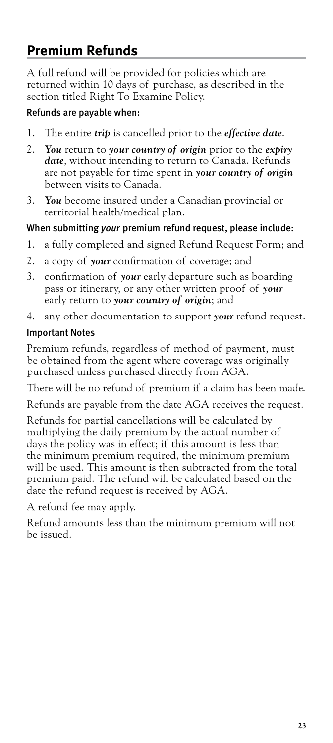## Premium Refunds

A full refund will be provided for policies which are returned within 10 days of purchase, as described in the section titled Right To Examine Policy.

### Refunds are payable when:

1. The entire ***trip*** is cancelled prior to the ***effective date***.
2. ***You*** return to ***your country of origin*** prior to the ***expiry date***, without intending to return to Canada. Refunds are not payable for time spent in ***your country of origin*** between visits to Canada.
3. ***You*** become insured under a Canadian provincial or territorial health/medical plan.

### When submitting *your* premium refund request, please include:

1. a fully completed and signed Refund Request Form; and
2. a copy of ***your*** confirmation of coverage; and
3. confirmation of ***your*** early departure such as boarding pass or itinerary, or any other written proof of ***your*** early return to ***your country of origin***; and
4. any other documentation to support ***your*** refund request.

### Important Notes

Premium refunds, regardless of method of payment, must be obtained from the agent where coverage was originally purchased unless purchased directly from AGA.

There will be no refund of premium if a claim has been made.

Refunds are payable from the date AGA receives the request.

Refunds for partial cancellations will be calculated by multiplying the daily premium by the actual number of days the policy was in effect; if this amount is less than the minimum premium required, the minimum premium will be used. This amount is then subtracted from the total premium paid. The refund will be calculated based on the date the refund request is received by AGA.

A refund fee may apply.

Refund amounts less than the minimum premium will not be issued.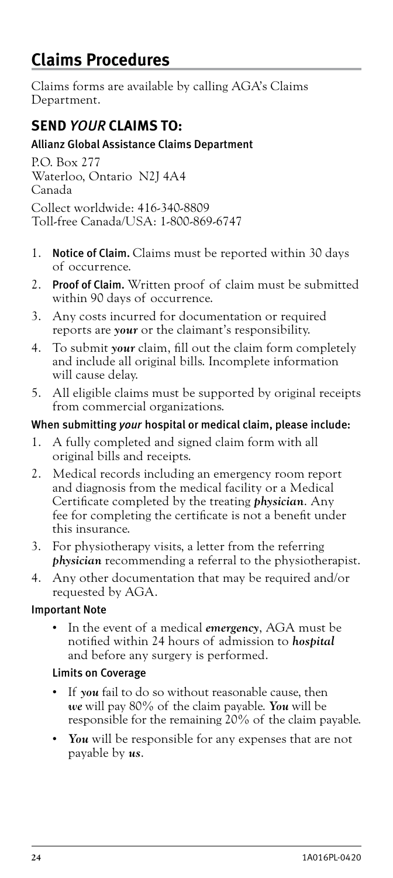# Claims Procedures

Claims forms are available by calling AGA's Claims Department.

## SEND *YOUR* CLAIMS TO:

### Allianz Global Assistance Claims Department

P.O. Box 277
Waterloo, Ontario N2J 4A4
Canada

Collect worldwide: 416-340-8809
Toll-free Canada/USA: 1-800-869-6747

1. **Notice of Claim.** Claims must be reported within 30 days of occurrence.
2. **Proof of Claim.** Written proof of claim must be submitted within 90 days of occurrence.
3. Any costs incurred for documentation or required reports are ***your*** or the claimant's responsibility.
4. To submit ***your*** claim, fill out the claim form completely and include all original bills. Incomplete information will cause delay.
5. All eligible claims must be supported by original receipts from commercial organizations.

### When submitting *your* hospital or medical claim, please include:

1. A fully completed and signed claim form with all original bills and receipts.
2. Medical records including an emergency room report and diagnosis from the medical facility or a Medical Certificate completed by the treating ***physician***. Any fee for completing the certificate is not a benefit under this insurance.
3. For physiotherapy visits, a letter from the referring ***physician*** recommending a referral to the physiotherapist.
4. Any other documentation that may be required and/or requested by AGA.

### Important Note

- In the event of a medical ***emergency***, AGA must be notified within 24 hours of admission to ***hospital*** and before any surgery is performed.

#### Limits on Coverage

- If ***you*** fail to do so without reasonable cause, then ***we*** will pay 80% of the claim payable. ***You*** will be responsible for the remaining 20% of the claim payable.
- ***You*** will be responsible for any expenses that are not payable by ***us***.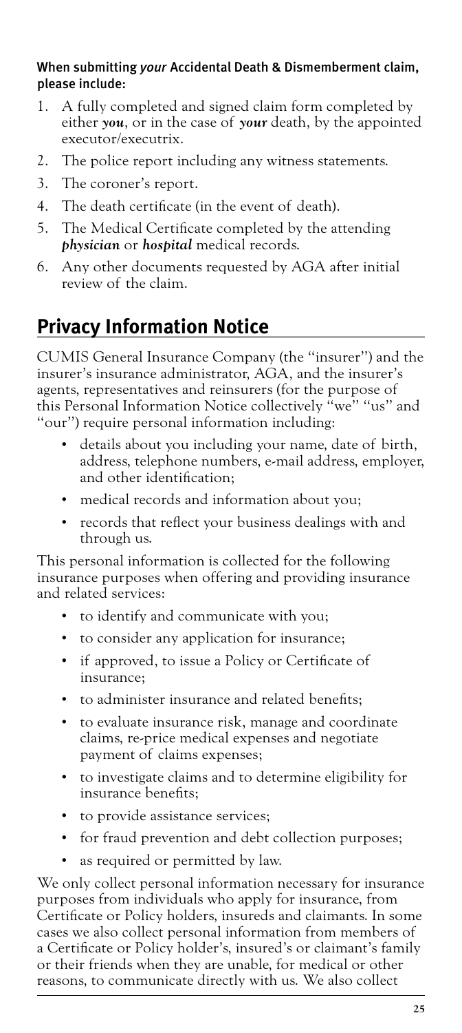### When submitting *your* Accidental Death & Dismemberment claim, please include:

1. A fully completed and signed claim form completed by either ***you***, or in the case of ***your*** death, by the appointed executor/executrix.
2. The police report including any witness statements.
3. The coroner's report.
4. The death certificate (in the event of death).
5. The Medical Certificate completed by the attending ***physician*** or ***hospital*** medical records.
6. Any other documents requested by AGA after initial review of the claim.

## Privacy Information Notice

CUMIS General Insurance Company (the "insurer") and the insurer's insurance administrator, AGA, and the insurer's agents, representatives and reinsurers (for the purpose of this Personal Information Notice collectively "we" "us" and "our") require personal information including:

- details about you including your name, date of birth, address, telephone numbers, e-mail address, employer, and other identification;
- medical records and information about you;
- records that reflect your business dealings with and through us.

This personal information is collected for the following insurance purposes when offering and providing insurance and related services:

- to identify and communicate with you;
- to consider any application for insurance;
- if approved, to issue a Policy or Certificate of insurance;
- to administer insurance and related benefits;
- to evaluate insurance risk, manage and coordinate claims, re-price medical expenses and negotiate payment of claims expenses;
- to investigate claims and to determine eligibility for insurance benefits;
- to provide assistance services;
- for fraud prevention and debt collection purposes;
- as required or permitted by law.

We only collect personal information necessary for insurance purposes from individuals who apply for insurance, from Certificate or Policy holders, insureds and claimants. In some cases we also collect personal information from members of a Certificate or Policy holder's, insured's or claimant's family or their friends when they are unable, for medical or other reasons, to communicate directly with us. We also collect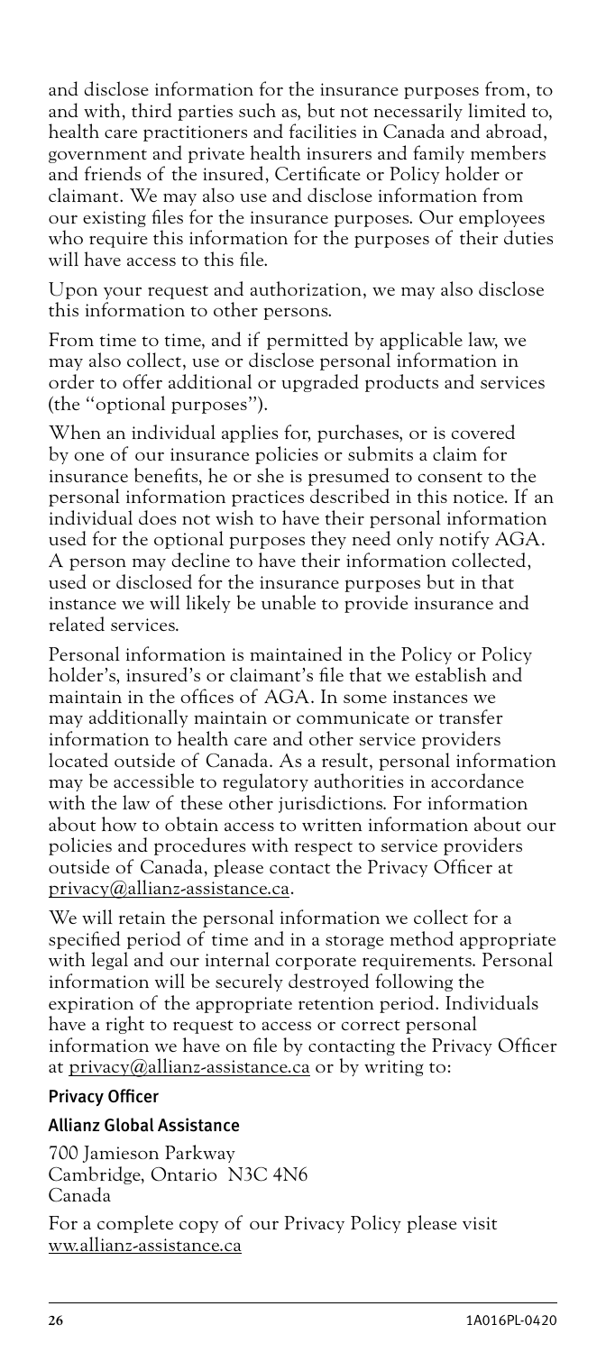and disclose information for the insurance purposes from, to and with, third parties such as, but not necessarily limited to, health care practitioners and facilities in Canada and abroad, government and private health insurers and family members and friends of the insured, Certificate or Policy holder or claimant. We may also use and disclose information from our existing files for the insurance purposes. Our employees who require this information for the purposes of their duties will have access to this file.

Upon your request and authorization, we may also disclose this information to other persons.

From time to time, and if permitted by applicable law, we may also collect, use or disclose personal information in order to offer additional or upgraded products and services (the "optional purposes").

When an individual applies for, purchases, or is covered by one of our insurance policies or submits a claim for insurance benefits, he or she is presumed to consent to the personal information practices described in this notice. If an individual does not wish to have their personal information used for the optional purposes they need only notify AGA. A person may decline to have their information collected, used or disclosed for the insurance purposes but in that instance we will likely be unable to provide insurance and related services.

Personal information is maintained in the Policy or Policy holder's, insured's or claimant's file that we establish and maintain in the offices of AGA. In some instances we may additionally maintain or communicate or transfer information to health care and other service providers located outside of Canada. As a result, personal information may be accessible to regulatory authorities in accordance with the law of these other jurisdictions. For information about how to obtain access to written information about our policies and procedures with respect to service providers outside of Canada, please contact the Privacy Officer at privacy@allianz-assistance.ca.

We will retain the personal information we collect for a specified period of time and in a storage method appropriate with legal and our internal corporate requirements. Personal information will be securely destroyed following the expiration of the appropriate retention period. Individuals have a right to request to access or correct personal information we have on file by contacting the Privacy Officer at privacy@allianz-assistance.ca or by writing to:

**Privacy Officer**

**Allianz Global Assistance**

700 Jamieson Parkway
Cambridge, Ontario N3C 4N6
Canada

For a complete copy of our Privacy Policy please visit ww.allianz-assistance.ca

1A016PL-0420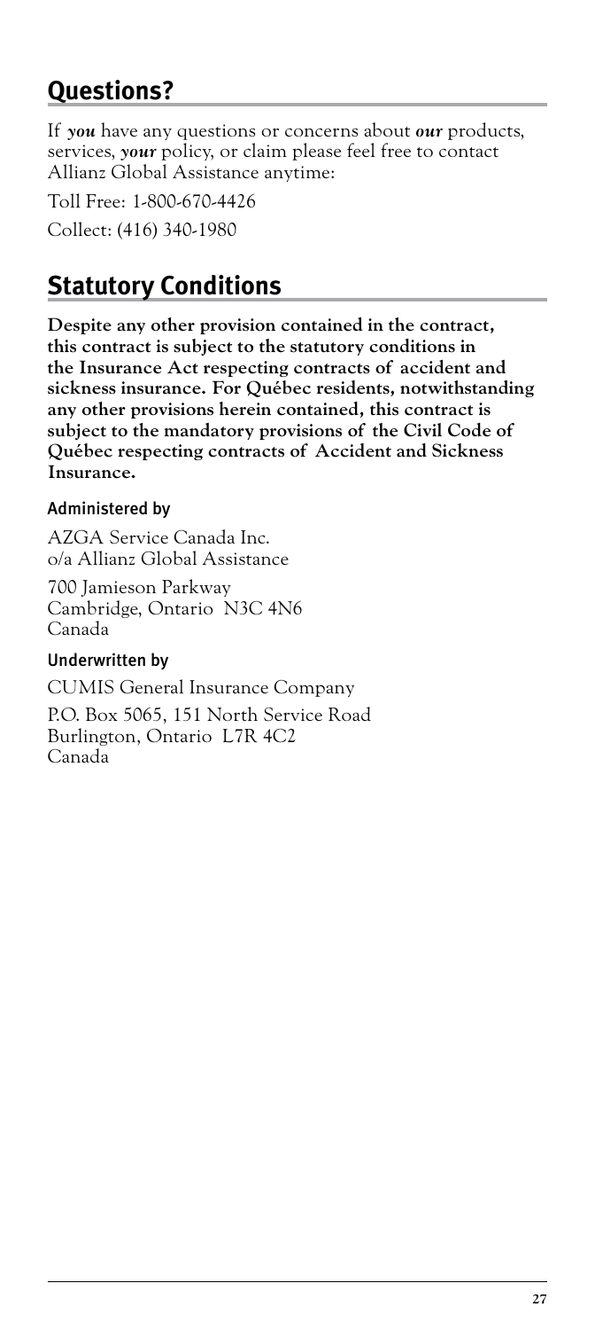## Questions?

If ***you*** have any questions or concerns about ***our*** products, services, ***your*** policy, or claim please feel free to contact Allianz Global Assistance anytime:

Toll Free: 1-800-670-4426

Collect: (416) 340-1980

## Statutory Conditions

**Despite any other provision contained in the contract, this contract is subject to the statutory conditions in the Insurance Act respecting contracts of accident and sickness insurance. For Québec residents, notwithstanding any other provisions herein contained, this contract is subject to the mandatory provisions of the Civil Code of Québec respecting contracts of Accident and Sickness Insurance.**

### Administered by

AZGA Service Canada Inc.
o/a Allianz Global Assistance

700 Jamieson Parkway
Cambridge, Ontario N3C 4N6
Canada

### Underwritten by

CUMIS General Insurance Company

P.O. Box 5065, 151 North Service Road
Burlington, Ontario L7R 4C2
Canada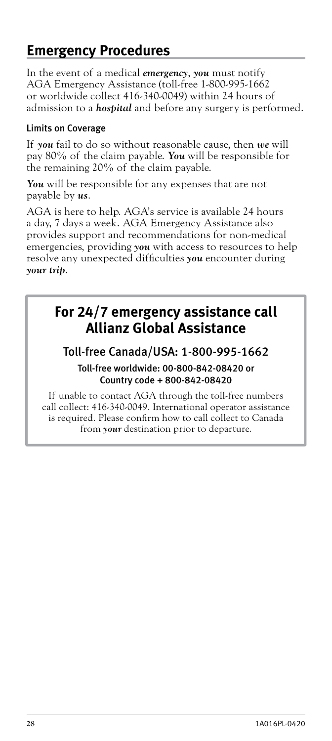## Emergency Procedures

In the event of a medical ***emergency***, ***you*** must notify AGA Emergency Assistance (toll-free 1-800-995-1662 or worldwide collect 416-340-0049) within 24 hours of admission to a ***hospital*** and before any surgery is performed.

### Limits on Coverage

If ***you*** fail to do so without reasonable cause, then ***we*** will pay 80% of the claim payable. ***You*** will be responsible for the remaining 20% of the claim payable.

***You*** will be responsible for any expenses that are not payable by ***us***.

AGA is here to help. AGA's service is available 24 hours a day, 7 days a week. AGA Emergency Assistance also provides support and recommendations for non-medical emergencies, providing ***you*** with access to resources to help resolve any unexpected difficulties ***you*** encounter during ***your trip***.

## For 24/7 emergency assistance call Allianz Global Assistance

### Toll-free Canada/USA: 1-800-995-1662

**Toll-free worldwide: 00-800-842-08420 or Country code + 800-842-08420**

If unable to contact AGA through the toll-free numbers call collect: 416-340-0049. International operator assistance is required. Please confirm how to call collect to Canada from ***your*** destination prior to departure.

1A016PL-0420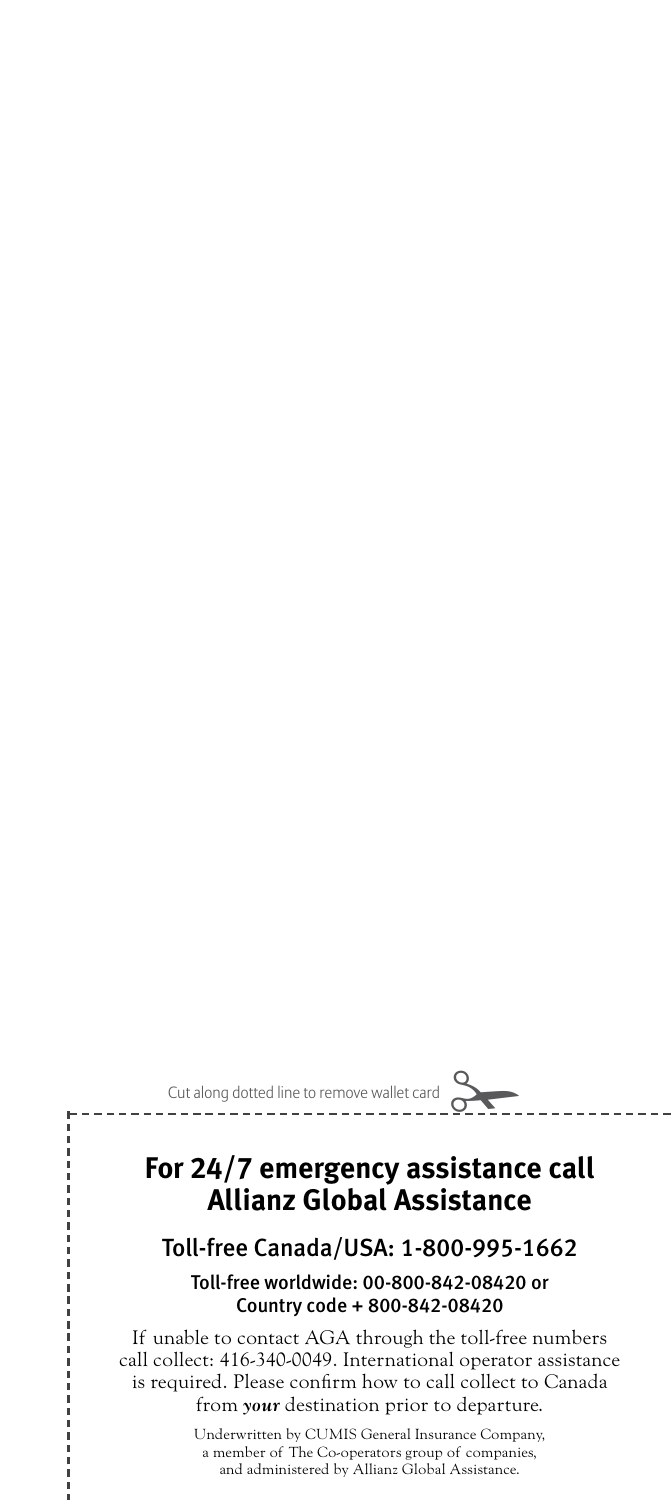Cut along dotted line to remove wallet card

## For 24/7 emergency assistance call Allianz Global Assistance

### Toll-free Canada/USA: 1-800-995-1662

**Toll-free worldwide: 00-800-842-08420 or Country code + 800-842-08420**

If unable to contact AGA through the toll-free numbers call collect: 416-340-0049. International operator assistance is required. Please confirm how to call collect to Canada from ***your*** destination prior to departure.

Underwritten by CUMIS General Insurance Company, a member of The Co-operators group of companies, and administered by Allianz Global Assistance.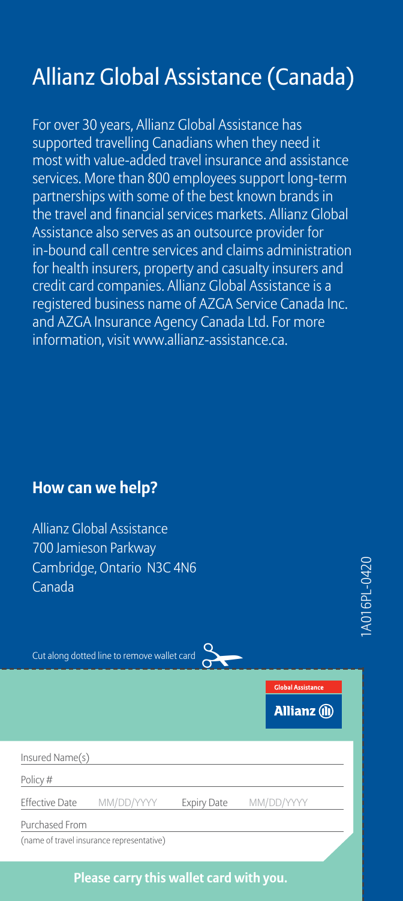# Allianz Global Assistance (Canada)

For over 30 years, Allianz Global Assistance has supported travelling Canadians when they need it most with value-added travel insurance and assistance services. More than 800 employees support long-term partnerships with some of the best known brands in the travel and financial services markets. Allianz Global Assistance also serves as an outsource provider for in-bound call centre services and claims administration for health insurers, property and casualty insurers and credit card companies. Allianz Global Assistance is a registered business name of AZGA Service Canada Inc. and AZGA Insurance Agency Canada Ltd. For more information, visit www.allianz-assistance.ca.

## How can we help?

Allianz Global Assistance
700 Jamieson Parkway
Cambridge, Ontario N3C 4N6
Canada

1A016PL-0420

Cut along dotted line to remove wallet card

Global Assistance
Allianz

Insured Name(s)

Policy #

Effective Date MM/DD/YYYY Expiry Date MM/DD/YYYY

Purchased From
(name of travel insurance representative)

**Please carry this wallet card with you.**